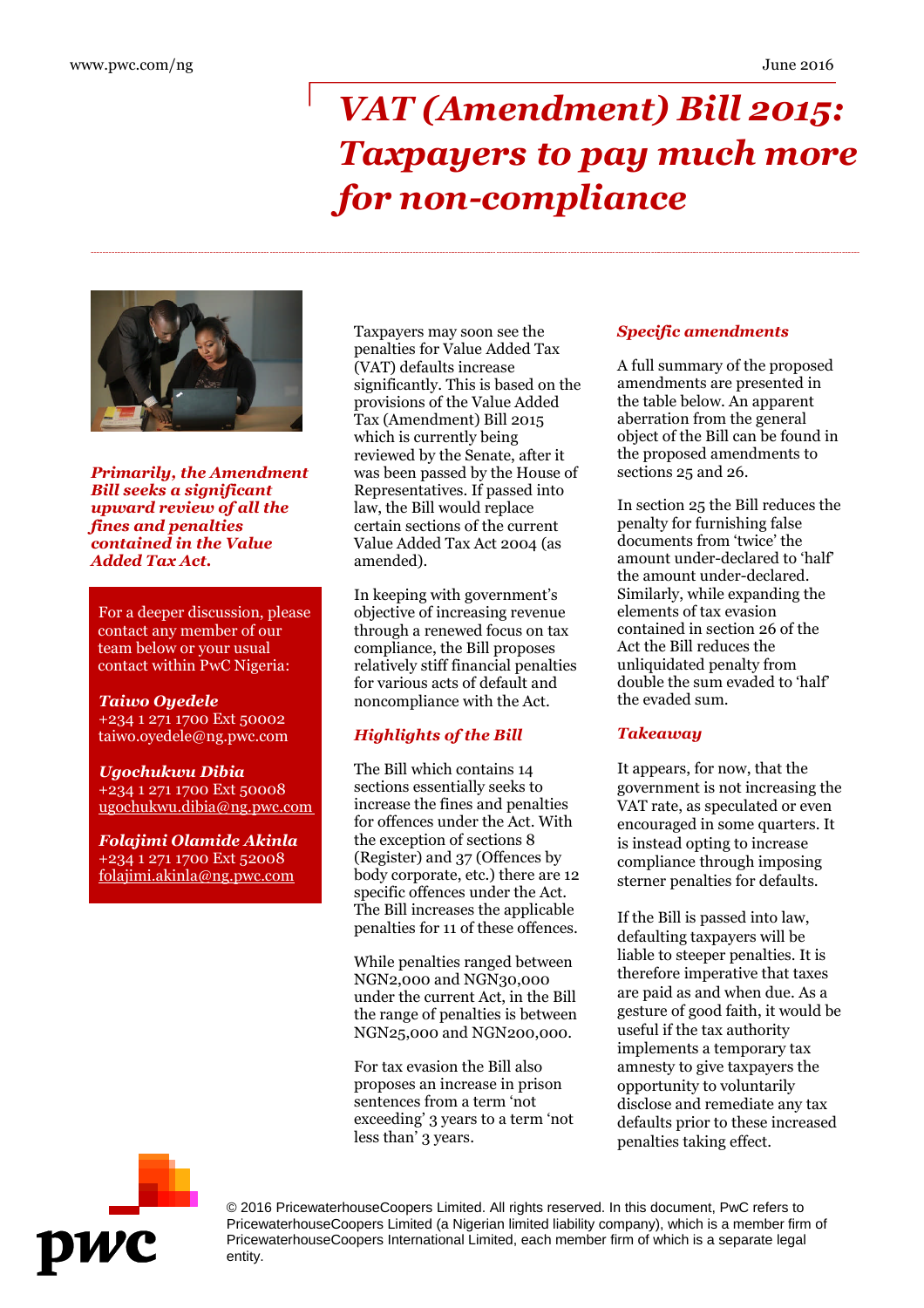# *VAT (Amendment) Bill 2015: Taxpayers to pay much more for non-compliance*

***Primarily, the Amendment Bill seeks a significant upward review of all the fines and penalties contained in the Value Added Tax Act.***

For a deeper discussion, please contact any member of our team below or your usual contact within PwC Nigeria:

***Taiwo Oyedele***
+234 1 271 1700 Ext 50002
taiwo.oyedele@ng.pwc.com

***Ugochukwu Dibia***
+234 1 271 1700 Ext 50008
ugochukwu.dibia@ng.pwc.com

***Folajimi Olamide Akinla***
+234 1 271 1700 Ext 52008
folajimi.akinla@ng.pwc.com

Taxpayers may soon see the penalties for Value Added Tax (VAT) defaults increase significantly. This is based on the provisions of the Value Added Tax (Amendment) Bill 2015 which is currently being reviewed by the Senate, after it was been passed by the House of Representatives. If passed into law, the Bill would replace certain sections of the current Value Added Tax Act 2004 (as amended).

In keeping with government's objective of increasing revenue through a renewed focus on tax compliance, the Bill proposes relatively stiff financial penalties for various acts of default and noncompliance with the Act.

## *Highlights of the Bill*

The Bill which contains 14 sections essentially seeks to increase the fines and penalties for offences under the Act. With the exception of sections 8 (Register) and 37 (Offences by body corporate, etc.) there are 12 specific offences under the Act. The Bill increases the applicable penalties for 11 of these offences.

While penalties ranged between NGN2,000 and NGN30,000 under the current Act, in the Bill the range of penalties is between NGN25,000 and NGN200,000.

For tax evasion the Bill also proposes an increase in prison sentences from a term 'not exceeding' 3 years to a term 'not less than' 3 years.

## *Specific amendments*

A full summary of the proposed amendments are presented in the table below. An apparent aberration from the general object of the Bill can be found in the proposed amendments to sections 25 and 26.

In section 25 the Bill reduces the penalty for furnishing false documents from 'twice' the amount under-declared to 'half' the amount under-declared. Similarly, while expanding the elements of tax evasion contained in section 26 of the Act the Bill reduces the unliquidated penalty from double the sum evaded to 'half' the evaded sum.

## *Takeaway*

It appears, for now, that the government is not increasing the VAT rate, as speculated or even encouraged in some quarters. It is instead opting to increase compliance through imposing sterner penalties for defaults.

If the Bill is passed into law, defaulting taxpayers will be liable to steeper penalties. It is therefore imperative that taxes are paid as and when due. As a gesture of good faith, it would be useful if the tax authority implements a temporary tax amnesty to give taxpayers the opportunity to voluntarily disclose and remediate any tax defaults prior to these increased penalties taking effect.

© 2016 PricewaterhouseCoopers Limited. All rights reserved. In this document, PwC refers to PricewaterhouseCoopers Limited (a Nigerian limited liability company), which is a member firm of PricewaterhouseCoopers International Limited, each member firm of which is a separate legal entity.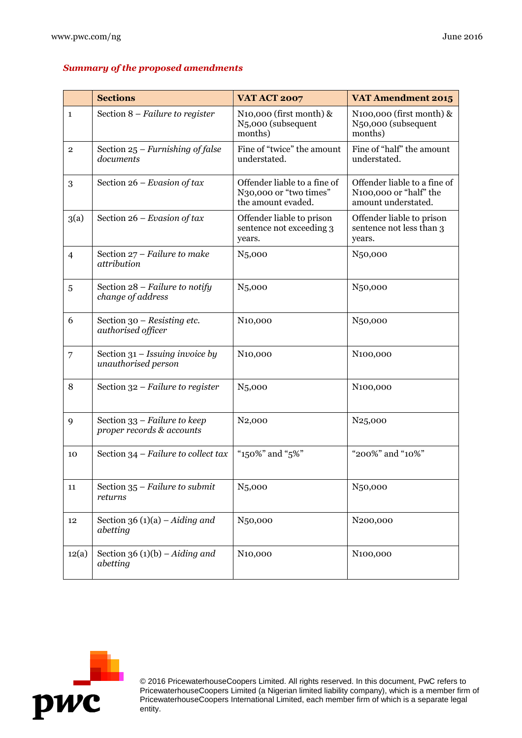***Summary of the proposed amendments***

| | Sections | VAT ACT 2007 | VAT Amendment 2015 |
|---|---|---|---|
| 1 | Section 8 – *Failure to register* | N10,000 (first month) & N5,000 (subsequent months) | N100,000 (first month) & N50,000 (subsequent months) |
| 2 | Section 25 – *Furnishing of false documents* | Fine of "twice" the amount understated. | Fine of "half" the amount understated. |
| 3 | Section 26 – *Evasion of tax* | Offender liable to a fine of N30,000 or "two times" the amount evaded. | Offender liable to a fine of N100,000 or "half" the amount understated. |
| 3(a) | Section 26 – *Evasion of tax* | Offender liable to prison sentence not exceeding 3 years. | Offender liable to prison sentence not less than 3 years. |
| 4 | Section 27 – *Failure to make attribution* | N5,000 | N50,000 |
| 5 | Section 28 – *Failure to notify change of address* | N5,000 | N50,000 |
| 6 | Section 30 – *Resisting etc. authorised officer* | N10,000 | N50,000 |
| 7 | Section 31 – *Issuing invoice by unauthorised person* | N10,000 | N100,000 |
| 8 | Section 32 – *Failure to register* | N5,000 | N100,000 |
| 9 | Section 33 – *Failure to keep proper records & accounts* | N2,000 | N25,000 |
| 10 | Section 34 – *Failure to collect tax* | "150%" and "5%" | "200%" and "10%" |
| 11 | Section 35 – *Failure to submit returns* | N5,000 | N50,000 |
| 12 | Section 36 (1)(a) – *Aiding and abetting* | N50,000 | N200,000 |
| 12(a) | Section 36 (1)(b) – *Aiding and abetting* | N10,000 | N100,000 |

© 2016 PricewaterhouseCoopers Limited. All rights reserved. In this document, PwC refers to PricewaterhouseCoopers Limited (a Nigerian limited liability company), which is a member firm of PricewaterhouseCoopers International Limited, each member firm of which is a separate legal entity.